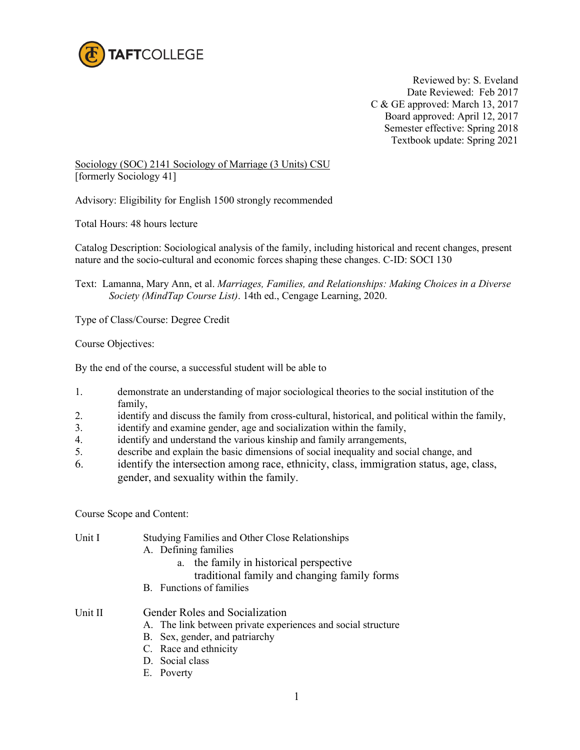TAFTCOLLEGE

Reviewed by: S. Eveland
Date Reviewed: Feb 2017
C & GE approved: March 13, 2017
Board approved: April 12, 2017
Semester effective: Spring 2018
Textbook update: Spring 2021

Sociology (SOC) 2141 Sociology of Marriage (3 Units) CSU
[formerly Sociology 41]

Advisory: Eligibility for English 1500 strongly recommended

Total Hours: 48 hours lecture

Catalog Description: Sociological analysis of the family, including historical and recent changes, present nature and the socio-cultural and economic forces shaping these changes. C-ID: SOCI 130

Text: Lamanna, Mary Ann, et al. *Marriages, Families, and Relationships: Making Choices in a Diverse Society (MindTap Course List)*. 14th ed., Cengage Learning, 2020.

Type of Class/Course: Degree Credit

Course Objectives:

By the end of the course, a successful student will be able to

1. demonstrate an understanding of major sociological theories to the social institution of the family,
2. identify and discuss the family from cross-cultural, historical, and political within the family,
3. identify and examine gender, age and socialization within the family,
4. identify and understand the various kinship and family arrangements,
5. describe and explain the basic dimensions of social inequality and social change, and
6. identify the intersection among race, ethnicity, class, immigration status, age, class, gender, and sexuality within the family.

Course Scope and Content:

Unit I — Studying Families and Other Close Relationships

- A. Defining families
  - a. the family in historical perspective
    traditional family and changing family forms
- B. Functions of families

Unit II — Gender Roles and Socialization

- A. The link between private experiences and social structure
- B. Sex, gender, and patriarchy
- C. Race and ethnicity
- D. Social class
- E. Poverty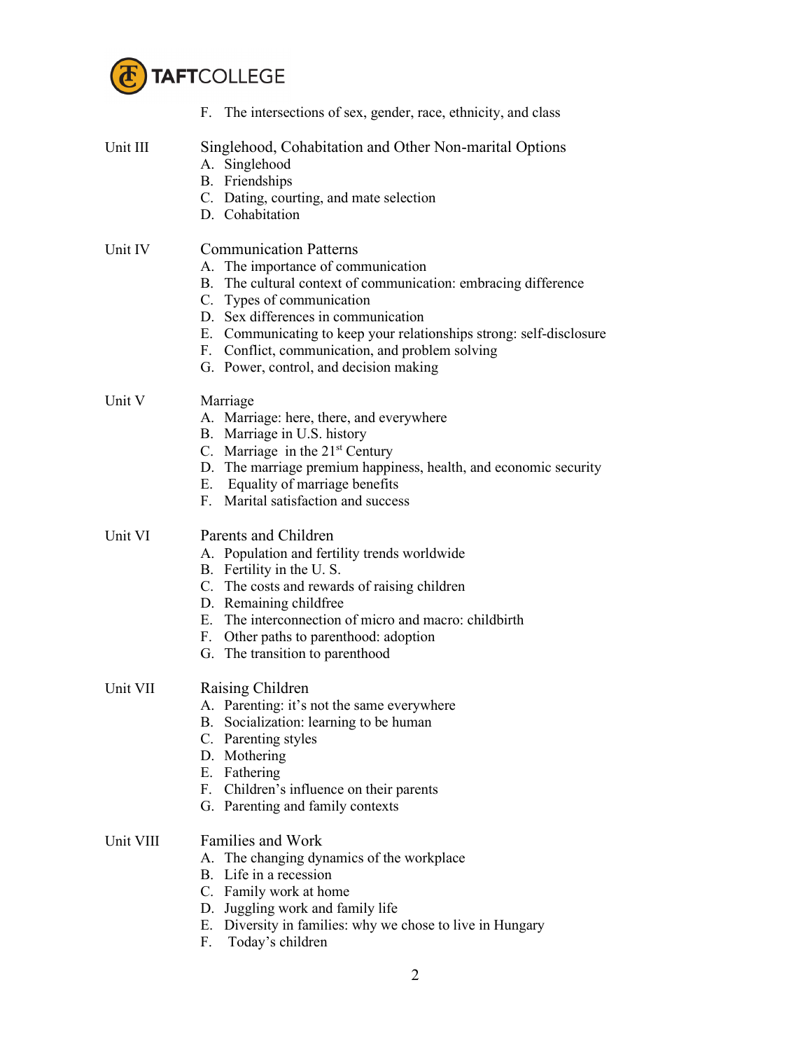F. The intersections of sex, gender, race, ethnicity, and class

Unit III — Singlehood, Cohabitation and Other Non-marital Options
- A. Singlehood
- B. Friendships
- C. Dating, courting, and mate selection
- D. Cohabitation

Unit IV — Communication Patterns
- A. The importance of communication
- B. The cultural context of communication: embracing difference
- C. Types of communication
- D. Sex differences in communication
- E. Communicating to keep your relationships strong: self-disclosure
- F. Conflict, communication, and problem solving
- G. Power, control, and decision making

Unit V — Marriage
- A. Marriage: here, there, and everywhere
- B. Marriage in U.S. history
- C. Marriage in the 21st Century
- D. The marriage premium happiness, health, and economic security
- E. Equality of marriage benefits
- F. Marital satisfaction and success

Unit VI — Parents and Children
- A. Population and fertility trends worldwide
- B. Fertility in the U. S.
- C. The costs and rewards of raising children
- D. Remaining childfree
- E. The interconnection of micro and macro: childbirth
- F. Other paths to parenthood: adoption
- G. The transition to parenthood

Unit VII — Raising Children
- A. Parenting: it's not the same everywhere
- B. Socialization: learning to be human
- C. Parenting styles
- D. Mothering
- E. Fathering
- F. Children's influence on their parents
- G. Parenting and family contexts

Unit VIII — Families and Work
- A. The changing dynamics of the workplace
- B. Life in a recession
- C. Family work at home
- D. Juggling work and family life
- E. Diversity in families: why we chose to live in Hungary
- F. Today's children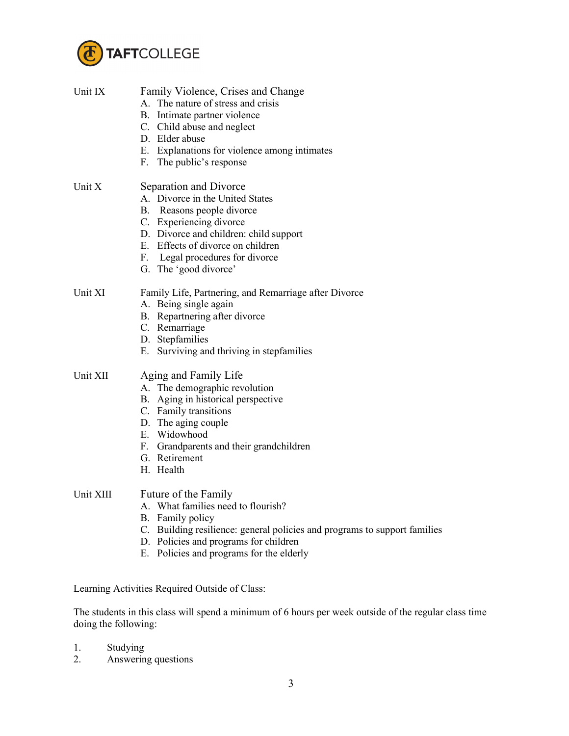Unit IX Family Violence, Crises and Change

A. The nature of stress and crisis
B. Intimate partner violence
C. Child abuse and neglect
D. Elder abuse
E. Explanations for violence among intimates
F. The public's response

Unit X Separation and Divorce

A. Divorce in the United States
B. Reasons people divorce
C. Experiencing divorce
D. Divorce and children: child support
E. Effects of divorce on children
F. Legal procedures for divorce
G. The 'good divorce'

Unit XI Family Life, Partnering, and Remarriage after Divorce

A. Being single again
B. Repartnering after divorce
C. Remarriage
D. Stepfamilies
E. Surviving and thriving in stepfamilies

Unit XII Aging and Family Life

A. The demographic revolution
B. Aging in historical perspective
C. Family transitions
D. The aging couple
E. Widowhood
F. Grandparents and their grandchildren
G. Retirement
H. Health

Unit XIII Future of the Family

A. What families need to flourish?
B. Family policy
C. Building resilience: general policies and programs to support families
D. Policies and programs for children
E. Policies and programs for the elderly

Learning Activities Required Outside of Class:

The students in this class will spend a minimum of 6 hours per week outside of the regular class time doing the following:

1. Studying
2. Answering questions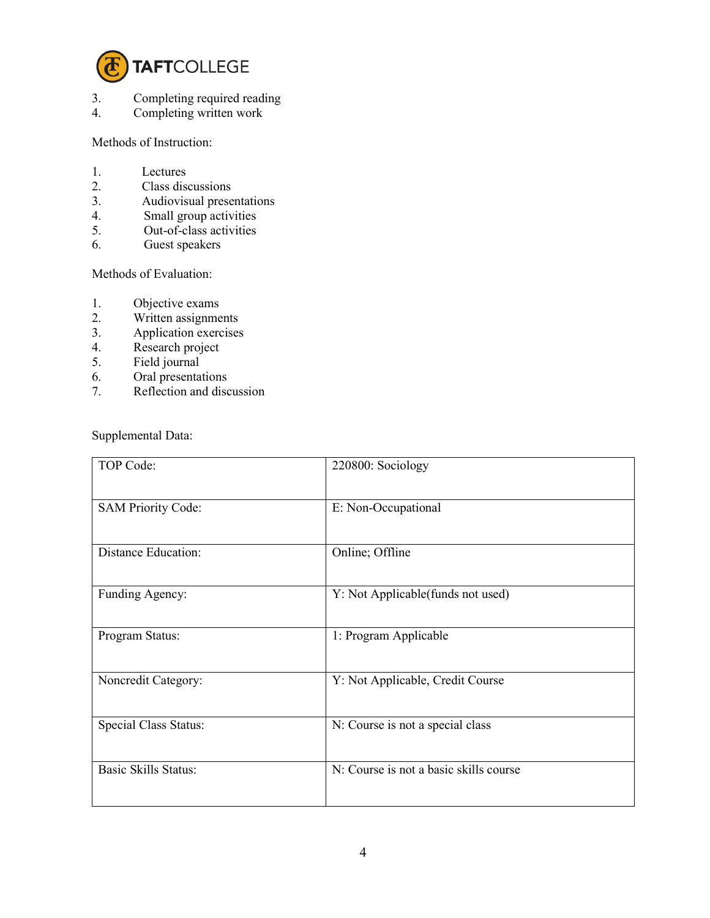3. Completing required reading
4. Completing written work

Methods of Instruction:

1. Lectures
2. Class discussions
3. Audiovisual presentations
4. Small group activities
5. Out-of-class activities
6. Guest speakers

Methods of Evaluation:

1. Objective exams
2. Written assignments
3. Application exercises
4. Research project
5. Field journal
6. Oral presentations
7. Reflection and discussion

Supplemental Data:

| | |
|---|---|
| TOP Code: | 220800: Sociology |
| SAM Priority Code: | E: Non-Occupational |
| Distance Education: | Online; Offline |
| Funding Agency: | Y: Not Applicable(funds not used) |
| Program Status: | 1: Program Applicable |
| Noncredit Category: | Y: Not Applicable, Credit Course |
| Special Class Status: | N: Course is not a special class |
| Basic Skills Status: | N: Course is not a basic skills course |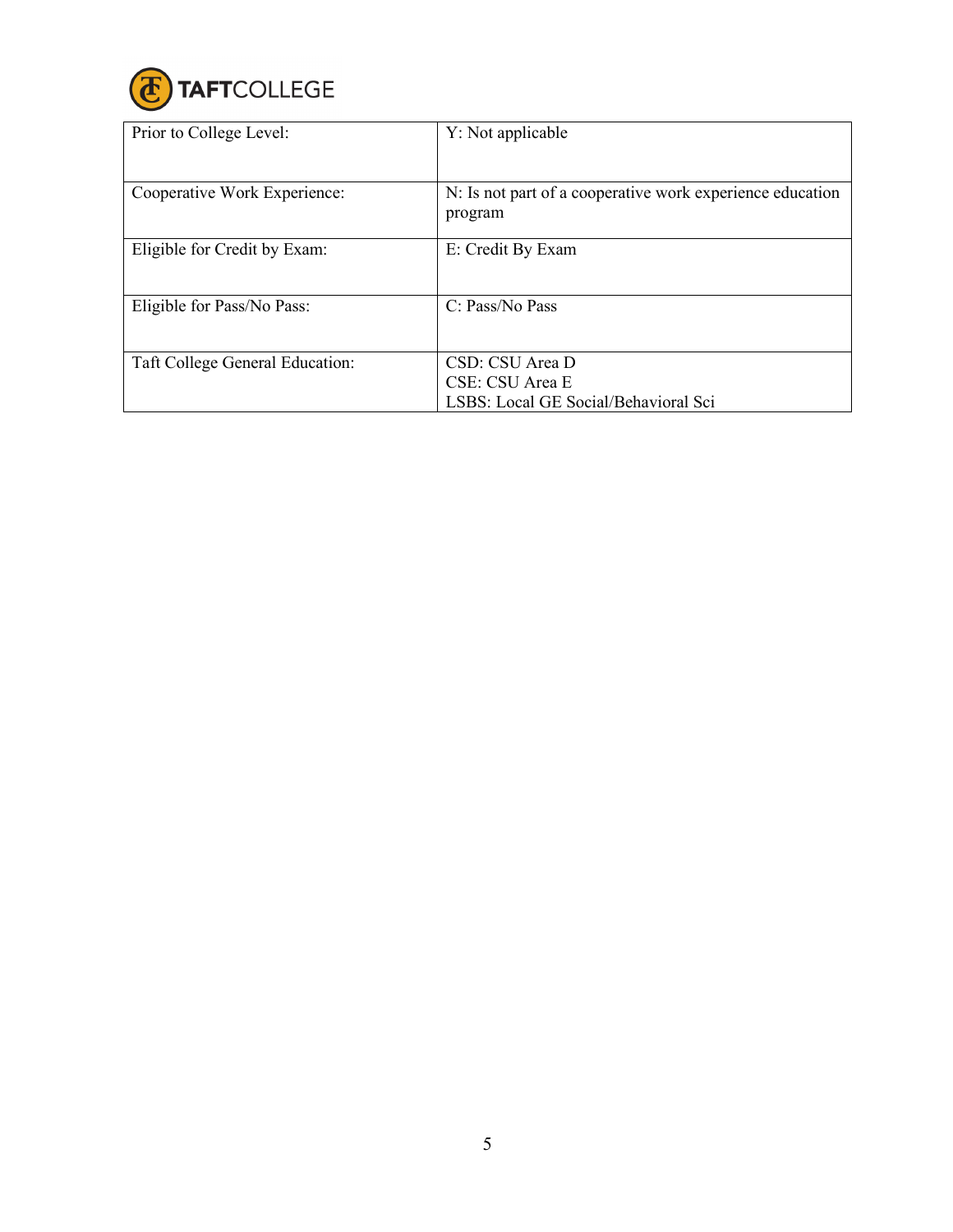| | |
|---|---|
| Prior to College Level: | Y: Not applicable |
| Cooperative Work Experience: | N: Is not part of a cooperative work experience education program |
| Eligible for Credit by Exam: | E: Credit By Exam |
| Eligible for Pass/No Pass: | C: Pass/No Pass |
| Taft College General Education: | CSD: CSU Area D<br>CSE: CSU Area E<br>LSBS: Local GE Social/Behavioral Sci |